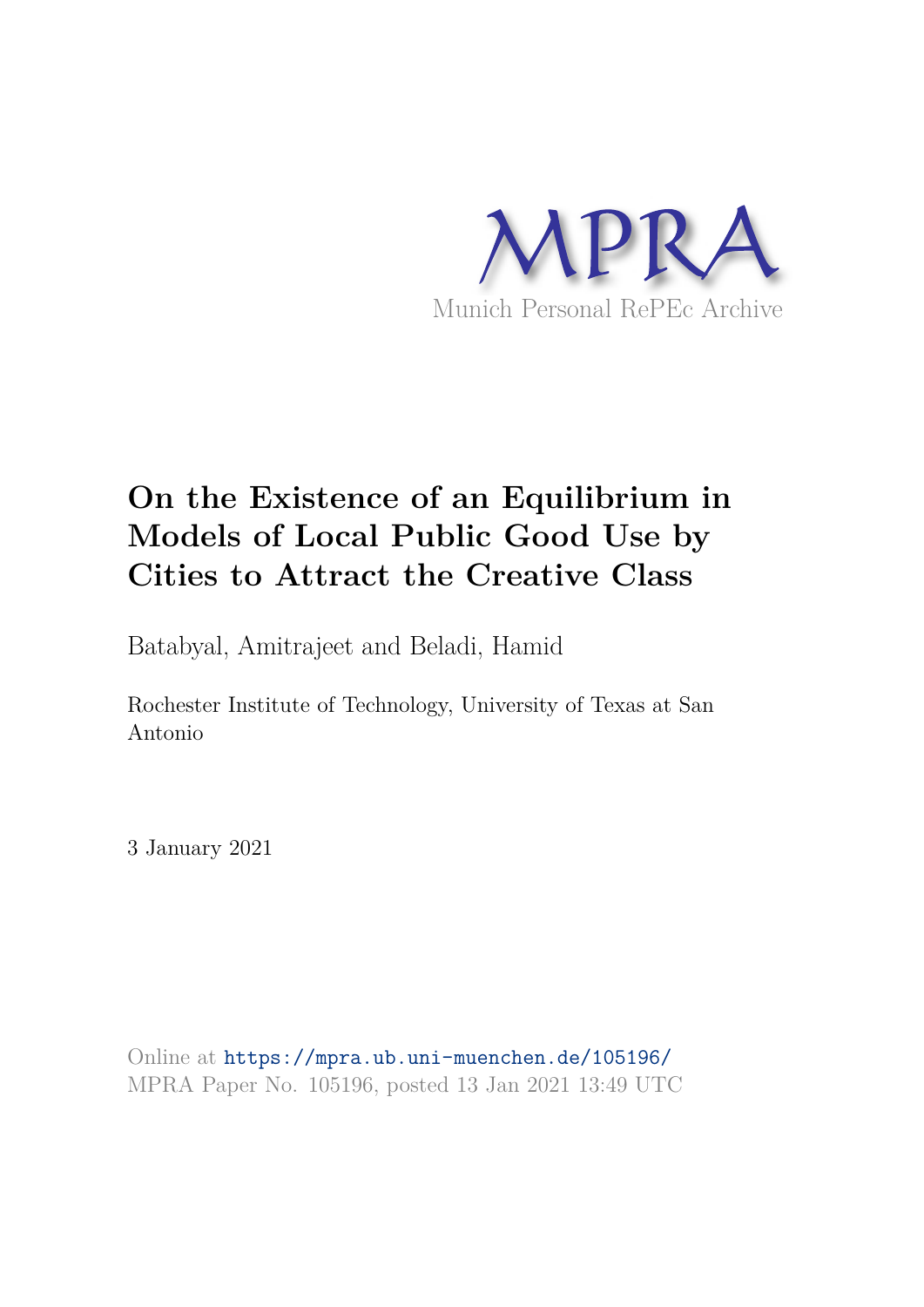MPRA

Munich Personal RePEc Archive

# On the Existence of an Equilibrium in Models of Local Public Good Use by Cities to Attract the Creative Class

Batabyal, Amitrajeet and Beladi, Hamid

Rochester Institute of Technology, University of Texas at San Antonio

3 January 2021

Online at https://mpra.ub.uni-muenchen.de/105196/
MPRA Paper No. 105196, posted 13 Jan 2021 13:49 UTC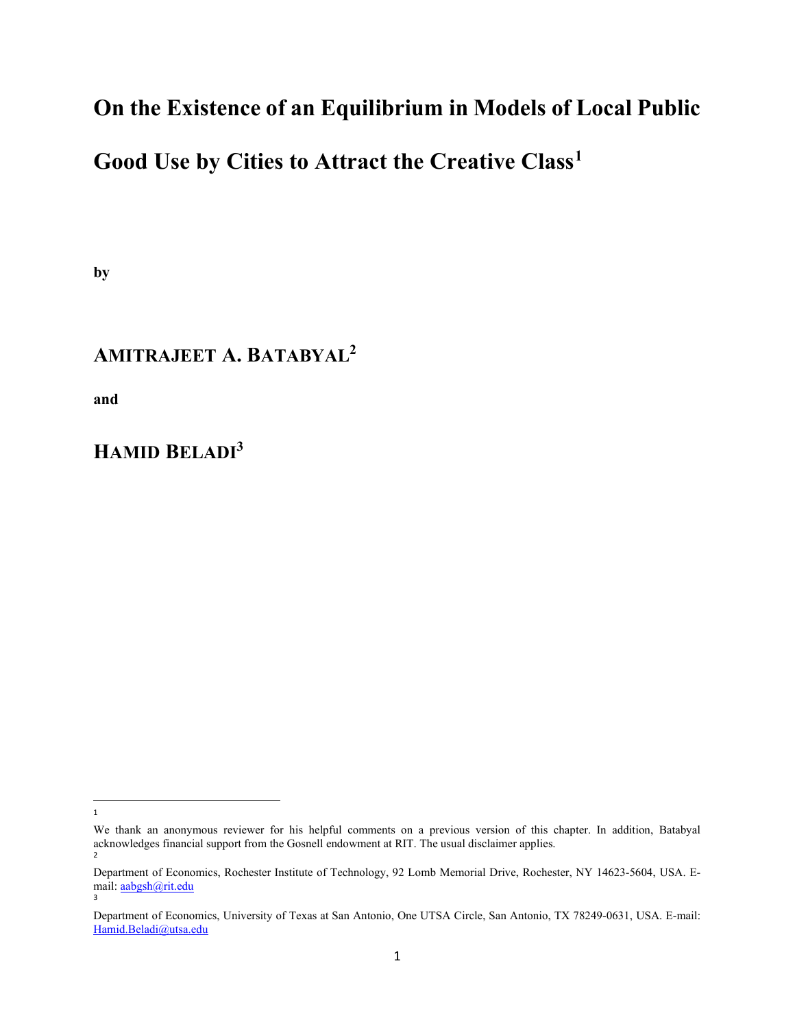# On the Existence of an Equilibrium in Models of Local Public Good Use by Cities to Attract the Creative Class[1]

**by**

## AMITRAJEET A. BATABYAL[2]

**and**

## HAMID BELADI[3]

---

[1] We thank an anonymous reviewer for his helpful comments on a previous version of this chapter. In addition, Batabyal acknowledges financial support from the Gosnell endowment at RIT. The usual disclaimer applies.

[2] Department of Economics, Rochester Institute of Technology, 92 Lomb Memorial Drive, Rochester, NY 14623-5604, USA. E-mail: aabgsh@rit.edu

[3] Department of Economics, University of Texas at San Antonio, One UTSA Circle, San Antonio, TX 78249-0631, USA. E-mail: Hamid.Beladi@utsa.edu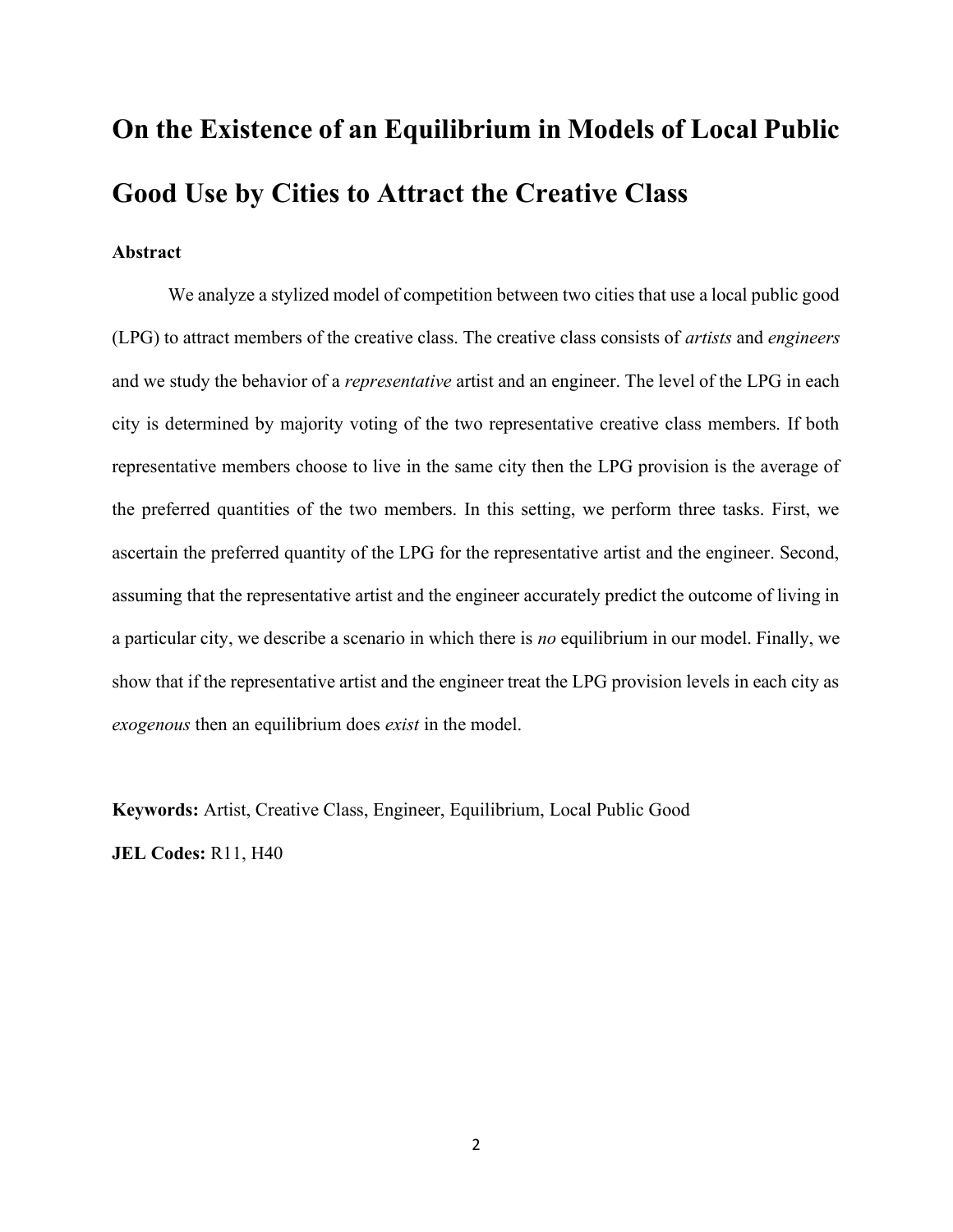# On the Existence of an Equilibrium in Models of Local Public Good Use by Cities to Attract the Creative Class

**Abstract**

We analyze a stylized model of competition between two cities that use a local public good (LPG) to attract members of the creative class. The creative class consists of *artists* and *engineers* and we study the behavior of a *representative* artist and an engineer. The level of the LPG in each city is determined by majority voting of the two representative creative class members. If both representative members choose to live in the same city then the LPG provision is the average of the preferred quantities of the two members. In this setting, we perform three tasks. First, we ascertain the preferred quantity of the LPG for the representative artist and the engineer. Second, assuming that the representative artist and the engineer accurately predict the outcome of living in a particular city, we describe a scenario in which there is *no* equilibrium in our model. Finally, we show that if the representative artist and the engineer treat the LPG provision levels in each city as *exogenous* then an equilibrium does *exist* in the model.

**Keywords:** Artist, Creative Class, Engineer, Equilibrium, Local Public Good

**JEL Codes:** R11, H40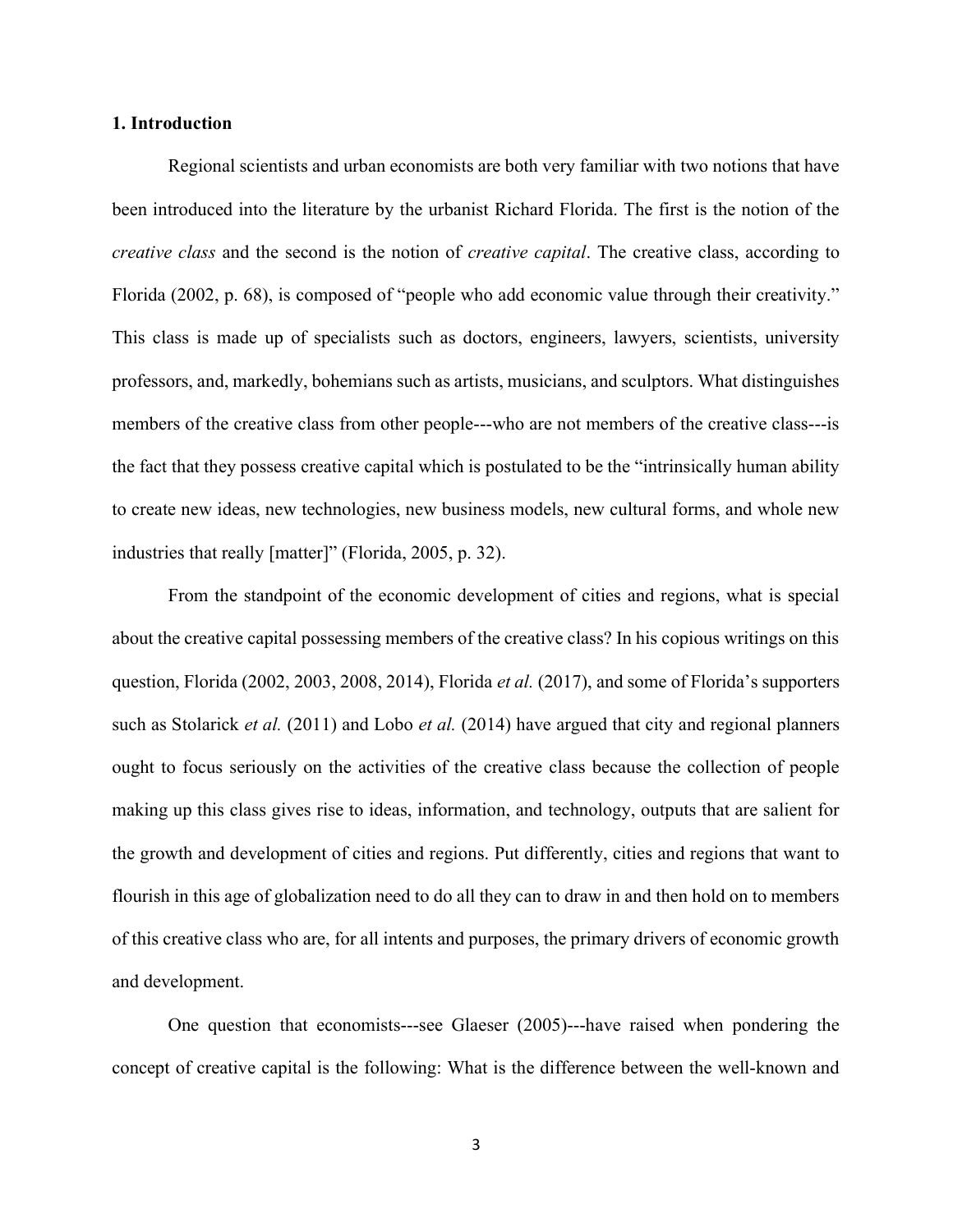**1. Introduction**

Regional scientists and urban economists are both very familiar with two notions that have been introduced into the literature by the urbanist Richard Florida. The first is the notion of the *creative class* and the second is the notion of *creative capital*. The creative class, according to Florida (2002, p. 68), is composed of "people who add economic value through their creativity." This class is made up of specialists such as doctors, engineers, lawyers, scientists, university professors, and, markedly, bohemians such as artists, musicians, and sculptors. What distinguishes members of the creative class from other people---who are not members of the creative class---is the fact that they possess creative capital which is postulated to be the "intrinsically human ability to create new ideas, new technologies, new business models, new cultural forms, and whole new industries that really [matter]" (Florida, 2005, p. 32).

From the standpoint of the economic development of cities and regions, what is special about the creative capital possessing members of the creative class? In his copious writings on this question, Florida (2002, 2003, 2008, 2014), Florida *et al.* (2017), and some of Florida's supporters such as Stolarick *et al.* (2011) and Lobo *et al.* (2014) have argued that city and regional planners ought to focus seriously on the activities of the creative class because the collection of people making up this class gives rise to ideas, information, and technology, outputs that are salient for the growth and development of cities and regions. Put differently, cities and regions that want to flourish in this age of globalization need to do all they can to draw in and then hold on to members of this creative class who are, for all intents and purposes, the primary drivers of economic growth and development.

One question that economists---see Glaeser (2005)---have raised when pondering the concept of creative capital is the following: What is the difference between the well-known and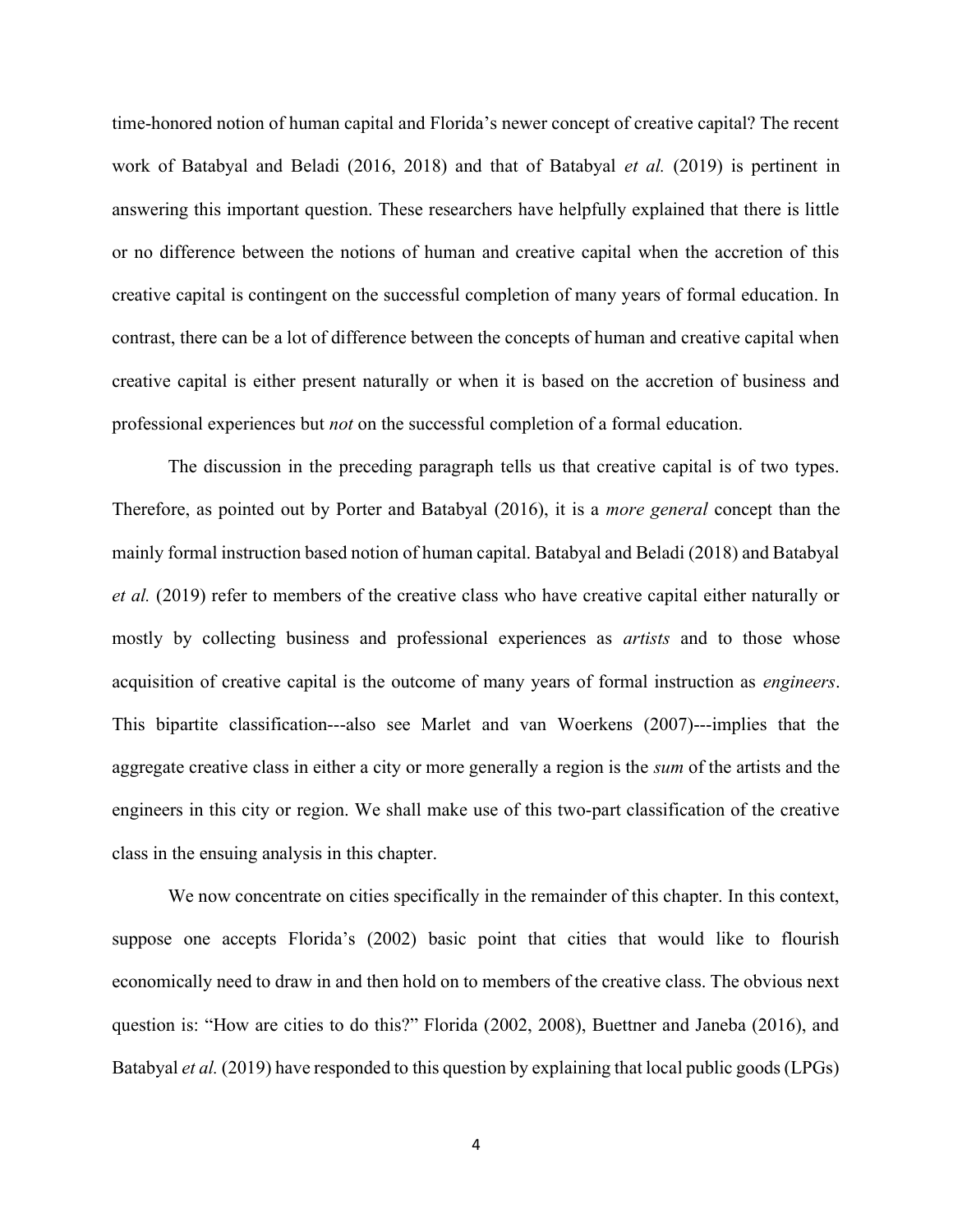time-honored notion of human capital and Florida's newer concept of creative capital? The recent work of Batabyal and Beladi (2016, 2018) and that of Batabyal *et al.* (2019) is pertinent in answering this important question. These researchers have helpfully explained that there is little or no difference between the notions of human and creative capital when the accretion of this creative capital is contingent on the successful completion of many years of formal education. In contrast, there can be a lot of difference between the concepts of human and creative capital when creative capital is either present naturally or when it is based on the accretion of business and professional experiences but *not* on the successful completion of a formal education.

The discussion in the preceding paragraph tells us that creative capital is of two types. Therefore, as pointed out by Porter and Batabyal (2016), it is a *more general* concept than the mainly formal instruction based notion of human capital. Batabyal and Beladi (2018) and Batabyal *et al.* (2019) refer to members of the creative class who have creative capital either naturally or mostly by collecting business and professional experiences as *artists* and to those whose acquisition of creative capital is the outcome of many years of formal instruction as *engineers*. This bipartite classification---also see Marlet and van Woerkens (2007)---implies that the aggregate creative class in either a city or more generally a region is the *sum* of the artists and the engineers in this city or region. We shall make use of this two-part classification of the creative class in the ensuing analysis in this chapter.

We now concentrate on cities specifically in the remainder of this chapter. In this context, suppose one accepts Florida's (2002) basic point that cities that would like to flourish economically need to draw in and then hold on to members of the creative class. The obvious next question is: "How are cities to do this?" Florida (2002, 2008), Buettner and Janeba (2016), and Batabyal *et al.* (2019) have responded to this question by explaining that local public goods (LPGs)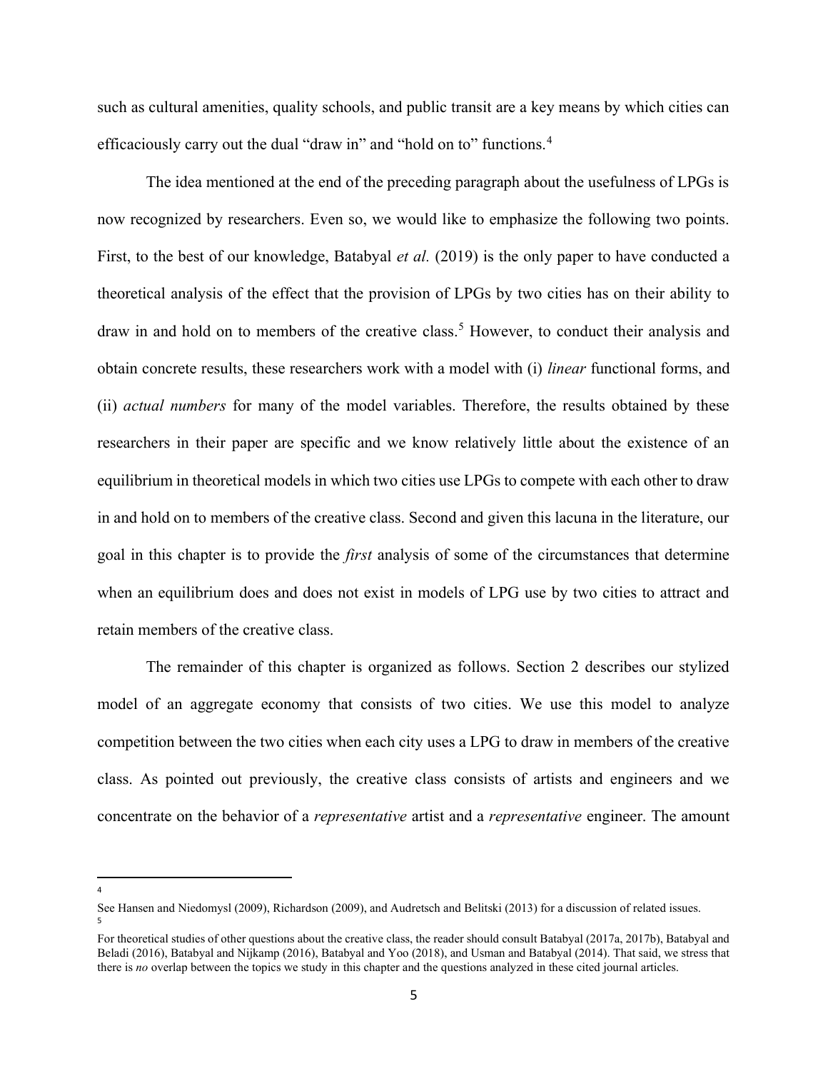such as cultural amenities, quality schools, and public transit are a key means by which cities can efficaciously carry out the dual "draw in" and "hold on to" functions.[4]

The idea mentioned at the end of the preceding paragraph about the usefulness of LPGs is now recognized by researchers. Even so, we would like to emphasize the following two points. First, to the best of our knowledge, Batabyal *et al.* (2019) is the only paper to have conducted a theoretical analysis of the effect that the provision of LPGs by two cities has on their ability to draw in and hold on to members of the creative class.[5] However, to conduct their analysis and obtain concrete results, these researchers work with a model with (i) *linear* functional forms, and (ii) *actual numbers* for many of the model variables. Therefore, the results obtained by these researchers in their paper are specific and we know relatively little about the existence of an equilibrium in theoretical models in which two cities use LPGs to compete with each other to draw in and hold on to members of the creative class. Second and given this lacuna in the literature, our goal in this chapter is to provide the *first* analysis of some of the circumstances that determine when an equilibrium does and does not exist in models of LPG use by two cities to attract and retain members of the creative class.

The remainder of this chapter is organized as follows. Section 2 describes our stylized model of an aggregate economy that consists of two cities. We use this model to analyze competition between the two cities when each city uses a LPG to draw in members of the creative class. As pointed out previously, the creative class consists of artists and engineers and we concentrate on the behavior of a *representative* artist and a *representative* engineer. The amount

---

[4] See Hansen and Niedomysl (2009), Richardson (2009), and Audretsch and Belitski (2013) for a discussion of related issues.

[5] For theoretical studies of other questions about the creative class, the reader should consult Batabyal (2017a, 2017b), Batabyal and Beladi (2016), Batabyal and Nijkamp (2016), Batabyal and Yoo (2018), and Usman and Batabyal (2014). That said, we stress that there is *no* overlap between the topics we study in this chapter and the questions analyzed in these cited journal articles.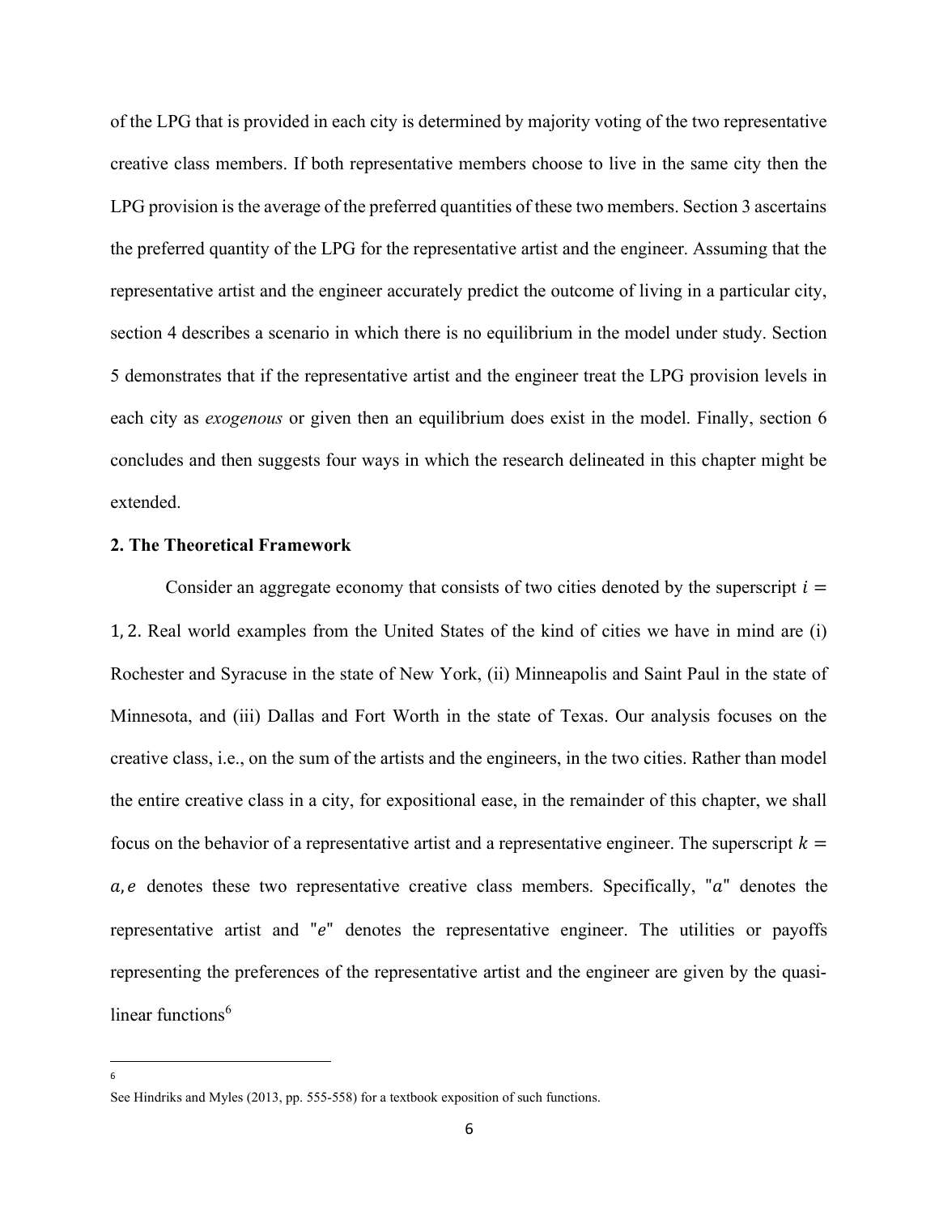of the LPG that is provided in each city is determined by majority voting of the two representative creative class members. If both representative members choose to live in the same city then the LPG provision is the average of the preferred quantities of these two members. Section 3 ascertains the preferred quantity of the LPG for the representative artist and the engineer. Assuming that the representative artist and the engineer accurately predict the outcome of living in a particular city, section 4 describes a scenario in which there is no equilibrium in the model under study. Section 5 demonstrates that if the representative artist and the engineer treat the LPG provision levels in each city as *exogenous* or given then an equilibrium does exist in the model. Finally, section 6 concludes and then suggests four ways in which the research delineated in this chapter might be extended.

## 2. The Theoretical Framework

Consider an aggregate economy that consists of two cities denoted by the superscript $i = 1, 2$. Real world examples from the United States of the kind of cities we have in mind are (i) Rochester and Syracuse in the state of New York, (ii) Minneapolis and Saint Paul in the state of Minnesota, and (iii) Dallas and Fort Worth in the state of Texas. Our analysis focuses on the creative class, i.e., on the sum of the artists and the engineers, in the two cities. Rather than model the entire creative class in a city, for expositional ease, in the remainder of this chapter, we shall focus on the behavior of a representative artist and a representative engineer. The superscript $k = a, e$ denotes these two representative creative class members. Specifically, "$a$" denotes the representative artist and "$e$" denotes the representative engineer. The utilities or payoffs representing the preferences of the representative artist and the engineer are given by the quasi-linear functions[6]

[6] See Hindriks and Myles (2013, pp. 555-558) for a textbook exposition of such functions.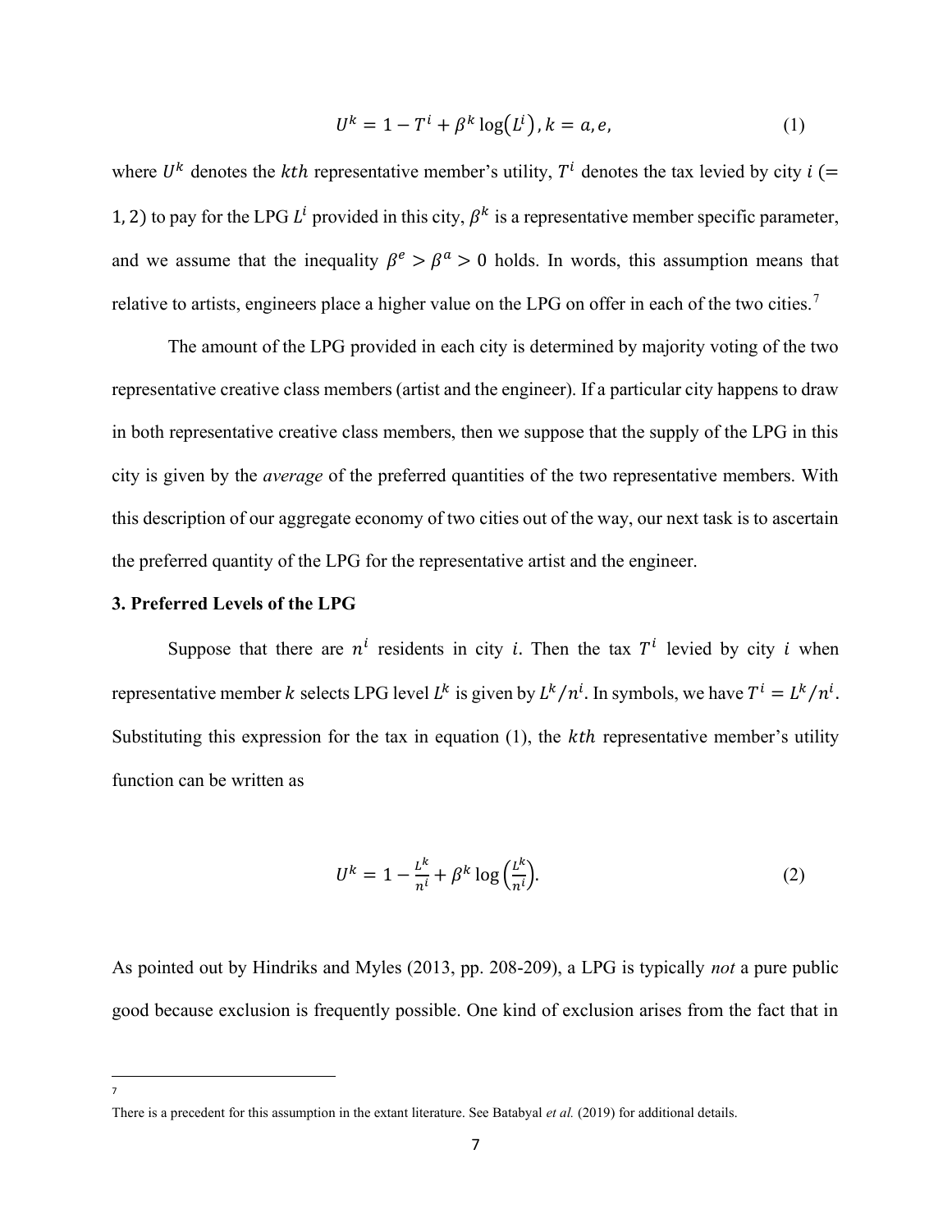$$U^k = 1 - T^i + \beta^k \log(L^i), k = a, e, \tag{1}$$

where $U^k$ denotes the $kth$ representative member's utility, $T^i$ denotes the tax levied by city $i$ (= 1, 2) to pay for the LPG $L^i$ provided in this city, $\beta^k$ is a representative member specific parameter, and we assume that the inequality $\beta^e > \beta^a > 0$ holds. In words, this assumption means that relative to artists, engineers place a higher value on the LPG on offer in each of the two cities.[7]

The amount of the LPG provided in each city is determined by majority voting of the two representative creative class members (artist and the engineer). If a particular city happens to draw in both representative creative class members, then we suppose that the supply of the LPG in this city is given by the *average* of the preferred quantities of the two representative members. With this description of our aggregate economy of two cities out of the way, our next task is to ascertain the preferred quantity of the LPG for the representative artist and the engineer.

### 3. Preferred Levels of the LPG

Suppose that there are $n^i$ residents in city $i$. Then the tax $T^i$ levied by city $i$ when representative member $k$ selects LPG level $L^k$ is given by $L^k/n^i$. In symbols, we have $T^i = L^k/n^i$. Substituting this expression for the tax in equation (1), the $kth$ representative member's utility function can be written as

$$U^k = 1 - \frac{L^k}{n^i} + \beta^k \log\left(\frac{L^k}{n^i}\right). \tag{2}$$

As pointed out by Hindriks and Myles (2013, pp. 208-209), a LPG is typically *not* a pure public good because exclusion is frequently possible. One kind of exclusion arises from the fact that in

---

[7] There is a precedent for this assumption in the extant literature. See Batabyal *et al.* (2019) for additional details.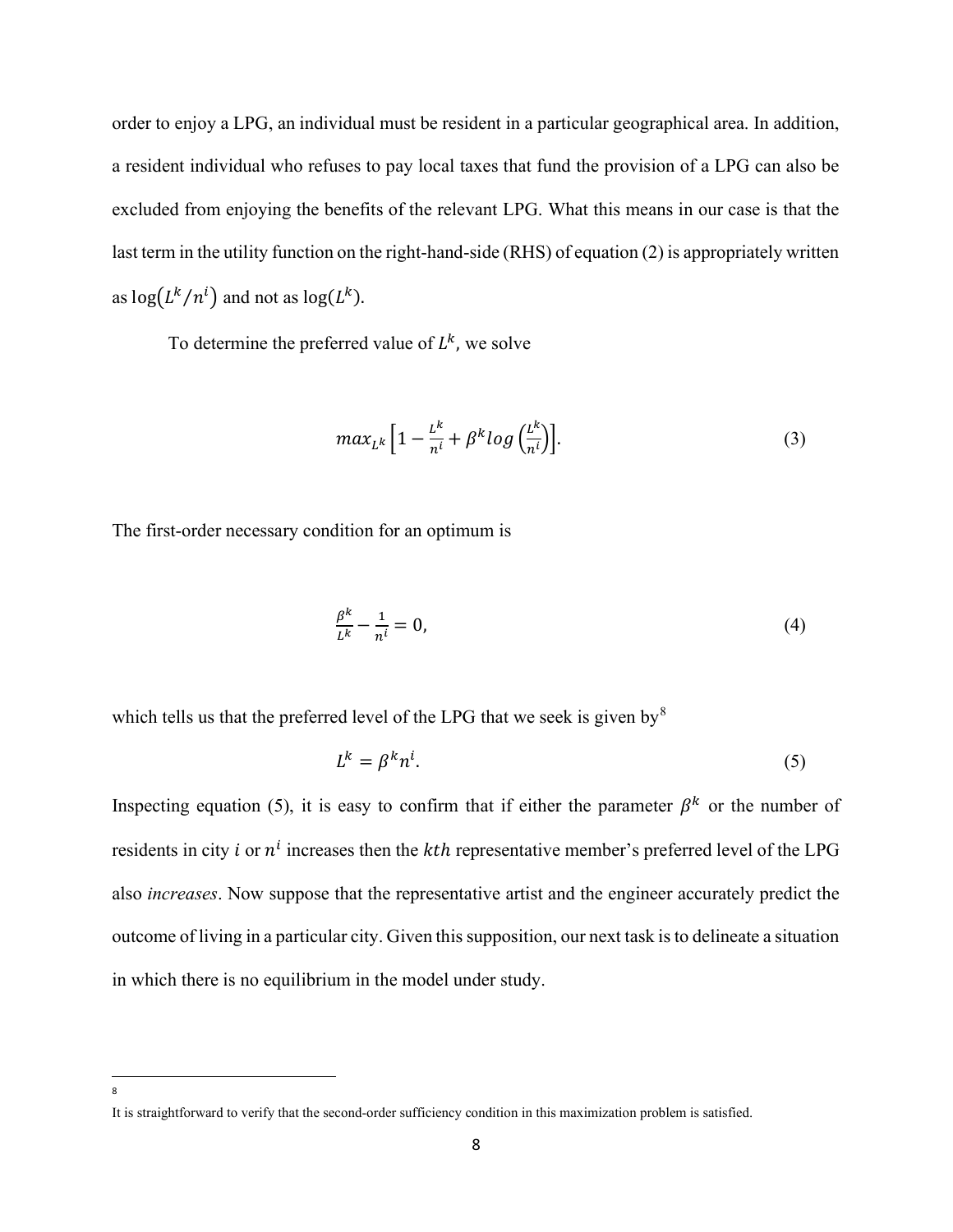order to enjoy a LPG, an individual must be resident in a particular geographical area. In addition, a resident individual who refuses to pay local taxes that fund the provision of a LPG can also be excluded from enjoying the benefits of the relevant LPG. What this means in our case is that the last term in the utility function on the right-hand-side (RHS) of equation (2) is appropriately written as $\log(L^k/n^i)$ and not as $\log(L^k)$.

To determine the preferred value of $L^k$, we solve

$$max_{L^k}\left[1-\frac{L^k}{n^i}+\beta^k log\left(\frac{L^k}{n^i}\right)\right]. \tag{3}$$

The first-order necessary condition for an optimum is

$$\frac{\beta^k}{L^k}-\frac{1}{n^i}=0, \tag{4}$$

which tells us that the preferred level of the LPG that we seek is given by[8]

$$L^k=\beta^k n^i. \tag{5}$$

Inspecting equation (5), it is easy to confirm that if either the parameter $\beta^k$ or the number of residents in city $i$ or $n^i$ increases then the $kth$ representative member's preferred level of the LPG also *increases*. Now suppose that the representative artist and the engineer accurately predict the outcome of living in a particular city. Given this supposition, our next task is to delineate a situation in which there is no equilibrium in the model under study.

---

[8] It is straightforward to verify that the second-order sufficiency condition in this maximization problem is satisfied.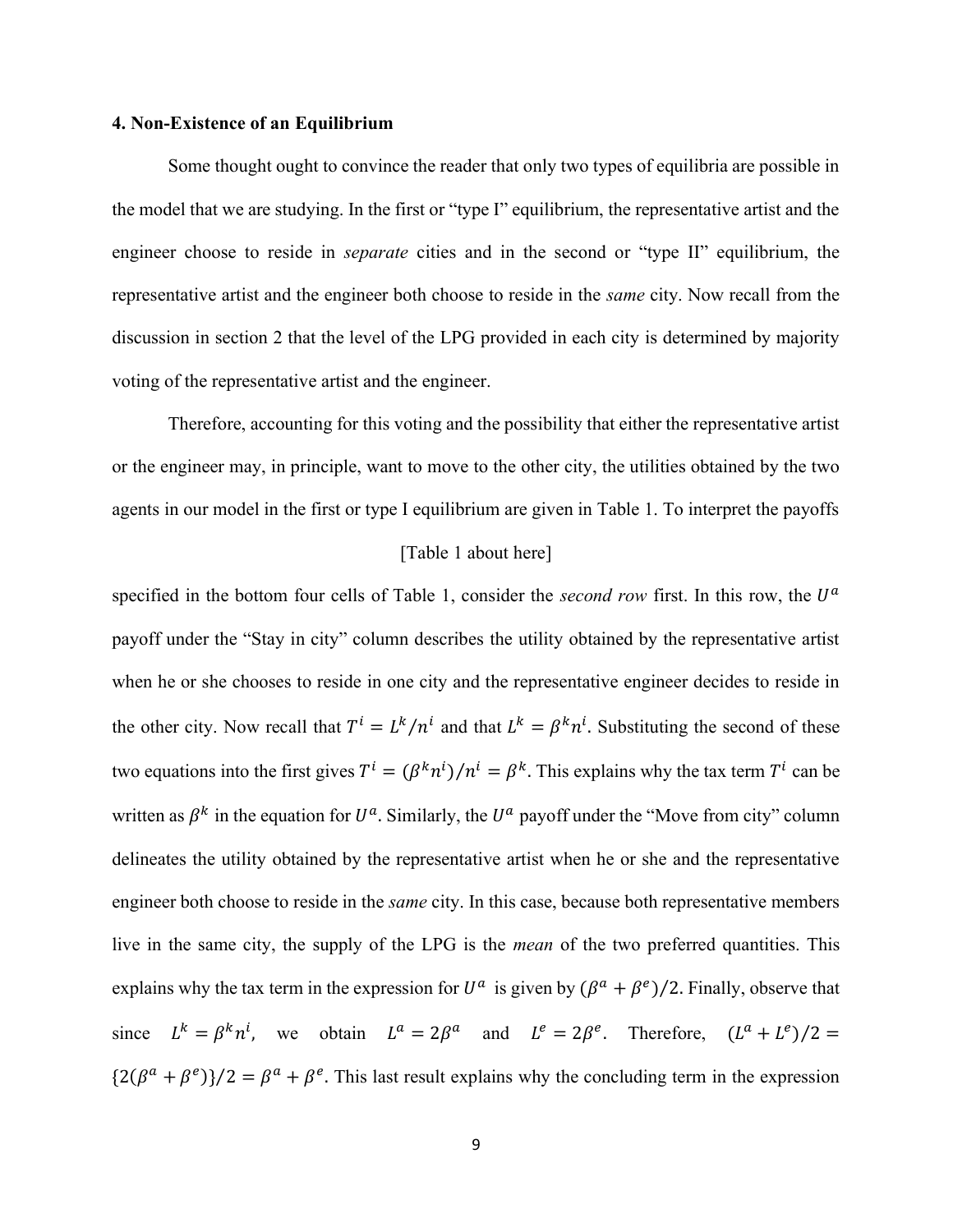### 4. Non-Existence of an Equilibrium

Some thought ought to convince the reader that only two types of equilibria are possible in the model that we are studying. In the first or "type I" equilibrium, the representative artist and the engineer choose to reside in *separate* cities and in the second or "type II" equilibrium, the representative artist and the engineer both choose to reside in the *same* city. Now recall from the discussion in section 2 that the level of the LPG provided in each city is determined by majority voting of the representative artist and the engineer.

Therefore, accounting for this voting and the possibility that either the representative artist or the engineer may, in principle, want to move to the other city, the utilities obtained by the two agents in our model in the first or type I equilibrium are given in Table 1. To interpret the payoffs

[Table 1 about here]

specified in the bottom four cells of Table 1, consider the *second row* first. In this row, the $U^a$ payoff under the "Stay in city" column describes the utility obtained by the representative artist when he or she chooses to reside in one city and the representative engineer decides to reside in the other city. Now recall that $T^i = L^k/n^i$ and that $L^k = \beta^k n^i$. Substituting the second of these two equations into the first gives $T^i = (\beta^k n^i)/n^i = \beta^k$. This explains why the tax term $T^i$ can be written as $\beta^k$ in the equation for $U^a$. Similarly, the $U^a$ payoff under the "Move from city" column delineates the utility obtained by the representative artist when he or she and the representative engineer both choose to reside in the *same* city. In this case, because both representative members live in the same city, the supply of the LPG is the *mean* of the two preferred quantities. This explains why the tax term in the expression for $U^a$ is given by $(\beta^a + \beta^e)/2$. Finally, observe that since $L^k = \beta^k n^i$, we obtain $L^a = 2\beta^a$ and $L^e = 2\beta^e$. Therefore, $(L^a + L^e)/2 = \{2(\beta^a + \beta^e)\}/2 = \beta^a + \beta^e$. This last result explains why the concluding term in the expression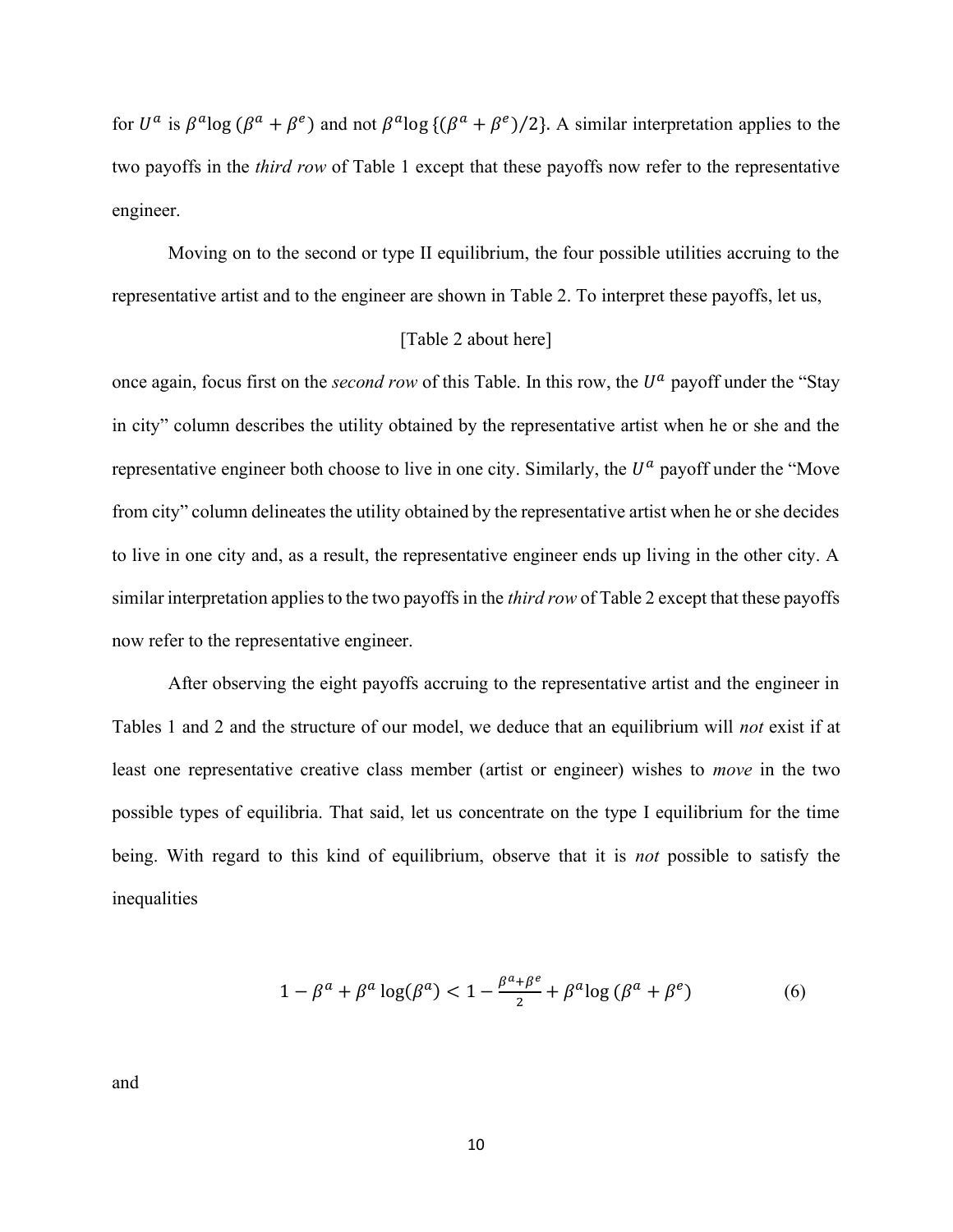for $U^a$ is $\beta^a \log(\beta^a + \beta^e)$ and not $\beta^a \log\{(\beta^a + \beta^e)/2\}$. A similar interpretation applies to the two payoffs in the *third row* of Table 1 except that these payoffs now refer to the representative engineer.

Moving on to the second or type II equilibrium, the four possible utilities accruing to the representative artist and to the engineer are shown in Table 2. To interpret these payoffs, let us,

[Table 2 about here]

once again, focus first on the *second row* of this Table. In this row, the $U^a$ payoff under the "Stay in city" column describes the utility obtained by the representative artist when he or she and the representative engineer both choose to live in one city. Similarly, the $U^a$ payoff under the "Move from city" column delineates the utility obtained by the representative artist when he or she decides to live in one city and, as a result, the representative engineer ends up living in the other city. A similar interpretation applies to the two payoffs in the *third row* of Table 2 except that these payoffs now refer to the representative engineer.

After observing the eight payoffs accruing to the representative artist and the engineer in Tables 1 and 2 and the structure of our model, we deduce that an equilibrium will *not* exist if at least one representative creative class member (artist or engineer) wishes to *move* in the two possible types of equilibria. That said, let us concentrate on the type I equilibrium for the time being. With regard to this kind of equilibrium, observe that it is *not* possible to satisfy the inequalities

$$1 - \beta^a + \beta^a \log(\beta^a) < 1 - \frac{\beta^a + \beta^e}{2} + \beta^a \log(\beta^a + \beta^e) \tag{6}$$

and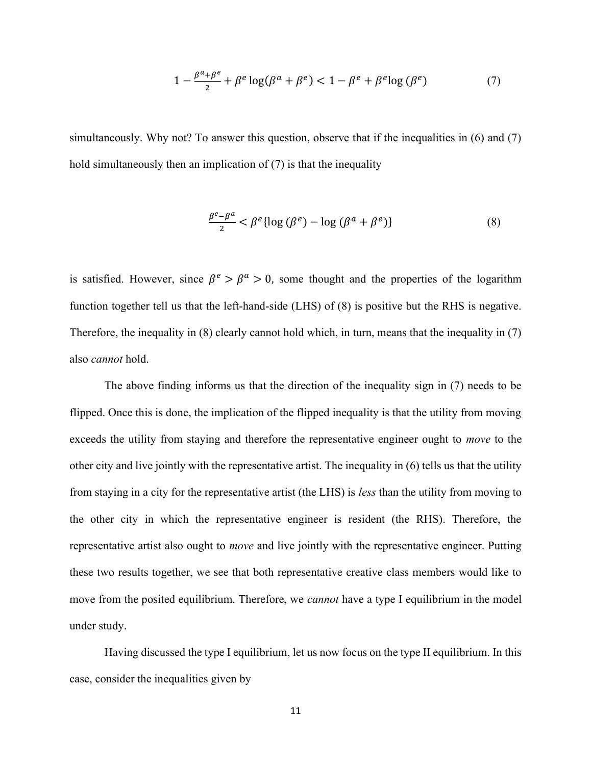$$1 - \frac{\beta^a + \beta^e}{2} + \beta^e \log(\beta^a + \beta^e) < 1 - \beta^e + \beta^e \log(\beta^e) \tag{7}$$

simultaneously. Why not? To answer this question, observe that if the inequalities in (6) and (7) hold simultaneously then an implication of (7) is that the inequality

$$\frac{\beta^e - \beta^a}{2} < \beta^e \{\log(\beta^e) - \log(\beta^a + \beta^e)\} \tag{8}$$

is satisfied. However, since $\beta^e > \beta^a > 0$, some thought and the properties of the logarithm function together tell us that the left-hand-side (LHS) of (8) is positive but the RHS is negative. Therefore, the inequality in (8) clearly cannot hold which, in turn, means that the inequality in (7) also *cannot* hold.

The above finding informs us that the direction of the inequality sign in (7) needs to be flipped. Once this is done, the implication of the flipped inequality is that the utility from moving exceeds the utility from staying and therefore the representative engineer ought to *move* to the other city and live jointly with the representative artist. The inequality in (6) tells us that the utility from staying in a city for the representative artist (the LHS) is *less* than the utility from moving to the other city in which the representative engineer is resident (the RHS). Therefore, the representative artist also ought to *move* and live jointly with the representative engineer. Putting these two results together, we see that both representative creative class members would like to move from the posited equilibrium. Therefore, we *cannot* have a type I equilibrium in the model under study.

Having discussed the type I equilibrium, let us now focus on the type II equilibrium. In this case, consider the inequalities given by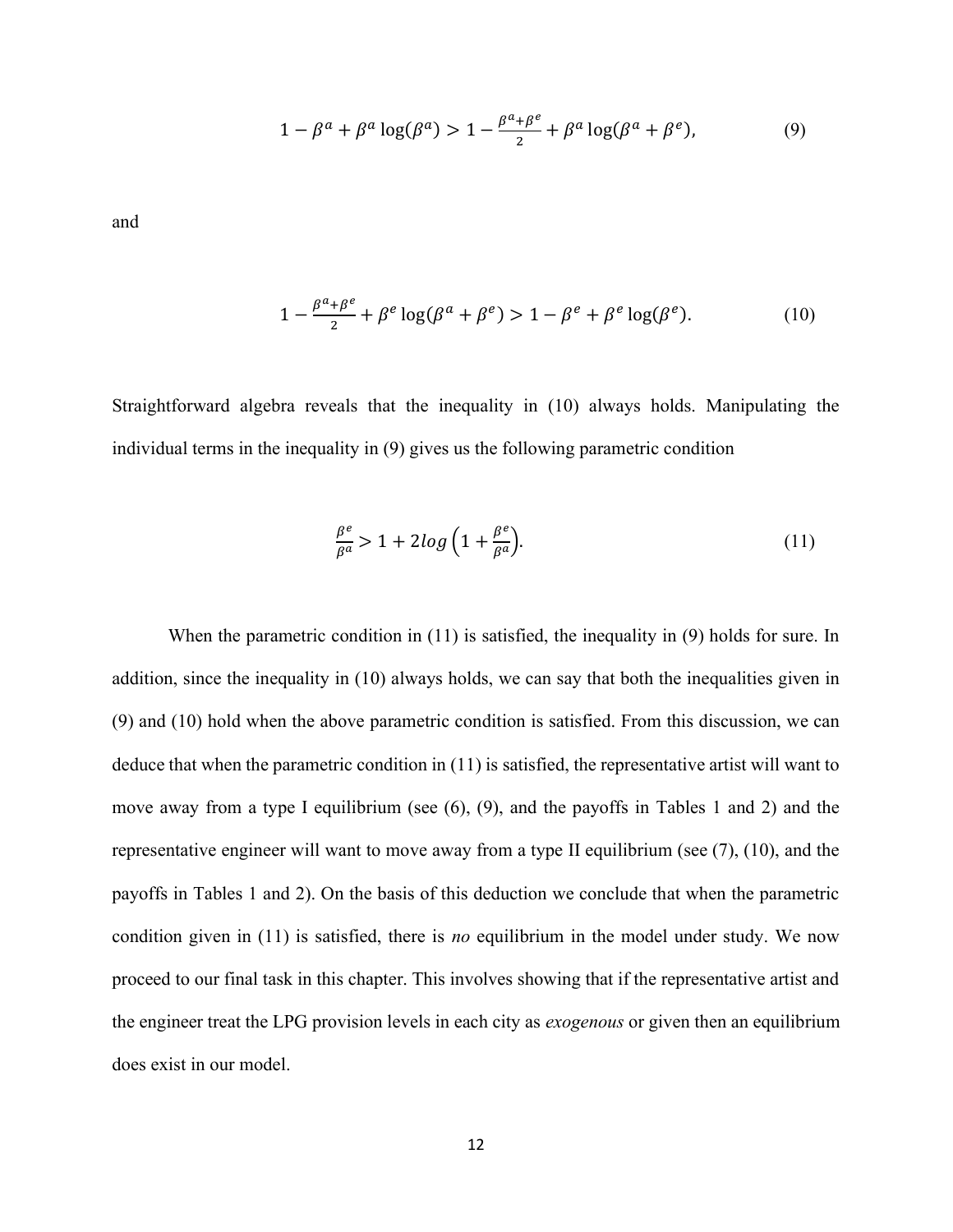$$1 - \beta^a + \beta^a \log(\beta^a) > 1 - \frac{\beta^a + \beta^e}{2} + \beta^a \log(\beta^a + \beta^e), \tag{9}$$

and

$$1 - \frac{\beta^a + \beta^e}{2} + \beta^e \log(\beta^a + \beta^e) > 1 - \beta^e + \beta^e \log(\beta^e). \tag{10}$$

Straightforward algebra reveals that the inequality in (10) always holds. Manipulating the individual terms in the inequality in (9) gives us the following parametric condition

$$\frac{\beta^e}{\beta^a} > 1 + 2log\left(1 + \frac{\beta^e}{\beta^a}\right). \tag{11}$$

When the parametric condition in (11) is satisfied, the inequality in (9) holds for sure. In addition, since the inequality in (10) always holds, we can say that both the inequalities given in (9) and (10) hold when the above parametric condition is satisfied. From this discussion, we can deduce that when the parametric condition in (11) is satisfied, the representative artist will want to move away from a type I equilibrium (see (6), (9), and the payoffs in Tables 1 and 2) and the representative engineer will want to move away from a type II equilibrium (see (7), (10), and the payoffs in Tables 1 and 2). On the basis of this deduction we conclude that when the parametric condition given in (11) is satisfied, there is *no* equilibrium in the model under study. We now proceed to our final task in this chapter. This involves showing that if the representative artist and the engineer treat the LPG provision levels in each city as *exogenous* or given then an equilibrium does exist in our model.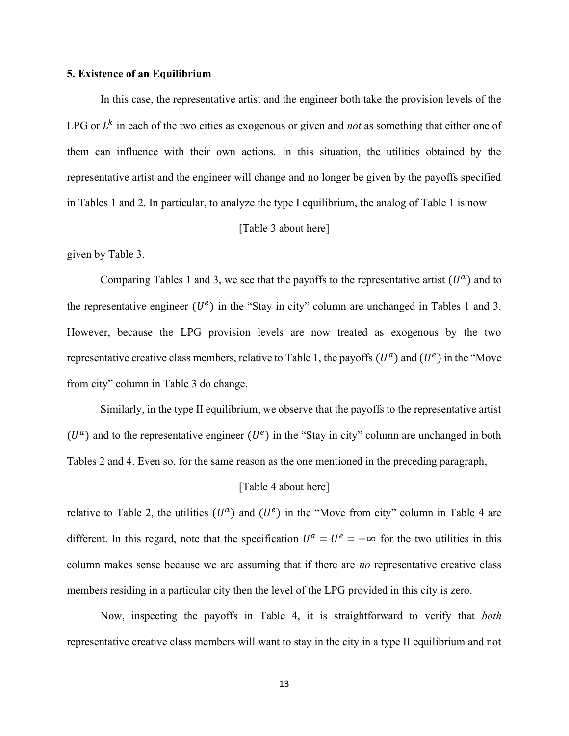**5. Existence of an Equilibrium**

In this case, the representative artist and the engineer both take the provision levels of the LPG or $L^k$ in each of the two cities as exogenous or given and *not* as something that either one of them can influence with their own actions. In this situation, the utilities obtained by the representative artist and the engineer will change and no longer be given by the payoffs specified in Tables 1 and 2. In particular, to analyze the type I equilibrium, the analog of Table 1 is now

[Table 3 about here]

given by Table 3.

Comparing Tables 1 and 3, we see that the payoffs to the representative artist ($U^a$) and to the representative engineer ($U^e$) in the "Stay in city" column are unchanged in Tables 1 and 3. However, because the LPG provision levels are now treated as exogenous by the two representative creative class members, relative to Table 1, the payoffs ($U^a$) and ($U^e$) in the "Move from city" column in Table 3 do change.

Similarly, in the type II equilibrium, we observe that the payoffs to the representative artist ($U^a$) and to the representative engineer ($U^e$) in the "Stay in city" column are unchanged in both Tables 2 and 4. Even so, for the same reason as the one mentioned in the preceding paragraph,

[Table 4 about here]

relative to Table 2, the utilities ($U^a$) and ($U^e$) in the "Move from city" column in Table 4 are different. In this regard, note that the specification $U^a = U^e = -\infty$ for the two utilities in this column makes sense because we are assuming that if there are *no* representative creative class members residing in a particular city then the level of the LPG provided in this city is zero.

Now, inspecting the payoffs in Table 4, it is straightforward to verify that *both* representative creative class members will want to stay in the city in a type II equilibrium and not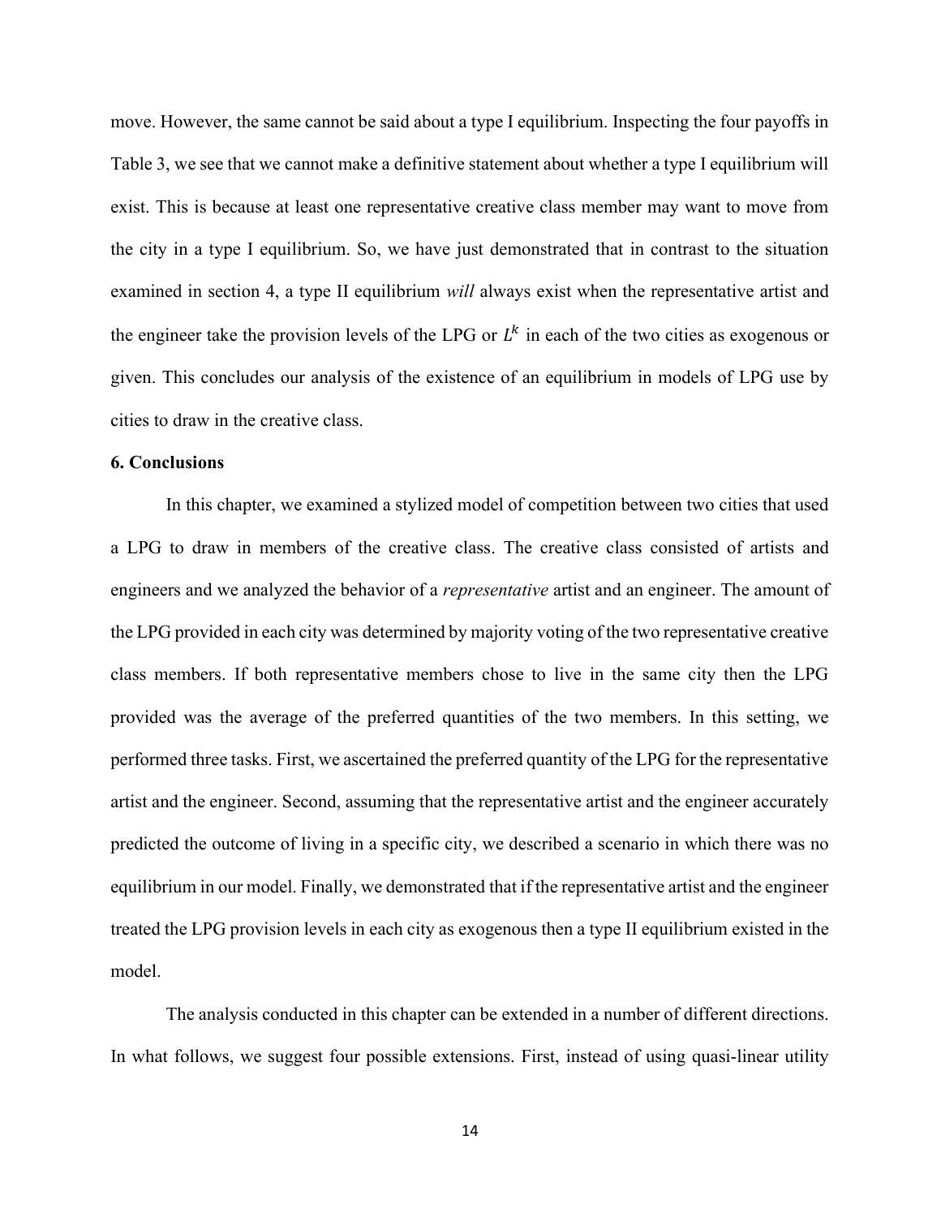move. However, the same cannot be said about a type I equilibrium. Inspecting the four payoffs in Table 3, we see that we cannot make a definitive statement about whether a type I equilibrium will exist. This is because at least one representative creative class member may want to move from the city in a type I equilibrium. So, we have just demonstrated that in contrast to the situation examined in section 4, a type II equilibrium *will* always exist when the representative artist and the engineer take the provision levels of the LPG or $L^k$ in each of the two cities as exogenous or given. This concludes our analysis of the existence of an equilibrium in models of LPG use by cities to draw in the creative class.

## 6. Conclusions

In this chapter, we examined a stylized model of competition between two cities that used a LPG to draw in members of the creative class. The creative class consisted of artists and engineers and we analyzed the behavior of a *representative* artist and an engineer. The amount of the LPG provided in each city was determined by majority voting of the two representative creative class members. If both representative members chose to live in the same city then the LPG provided was the average of the preferred quantities of the two members. In this setting, we performed three tasks. First, we ascertained the preferred quantity of the LPG for the representative artist and the engineer. Second, assuming that the representative artist and the engineer accurately predicted the outcome of living in a specific city, we described a scenario in which there was no equilibrium in our model. Finally, we demonstrated that if the representative artist and the engineer treated the LPG provision levels in each city as exogenous then a type II equilibrium existed in the model.

The analysis conducted in this chapter can be extended in a number of different directions. In what follows, we suggest four possible extensions. First, instead of using quasi-linear utility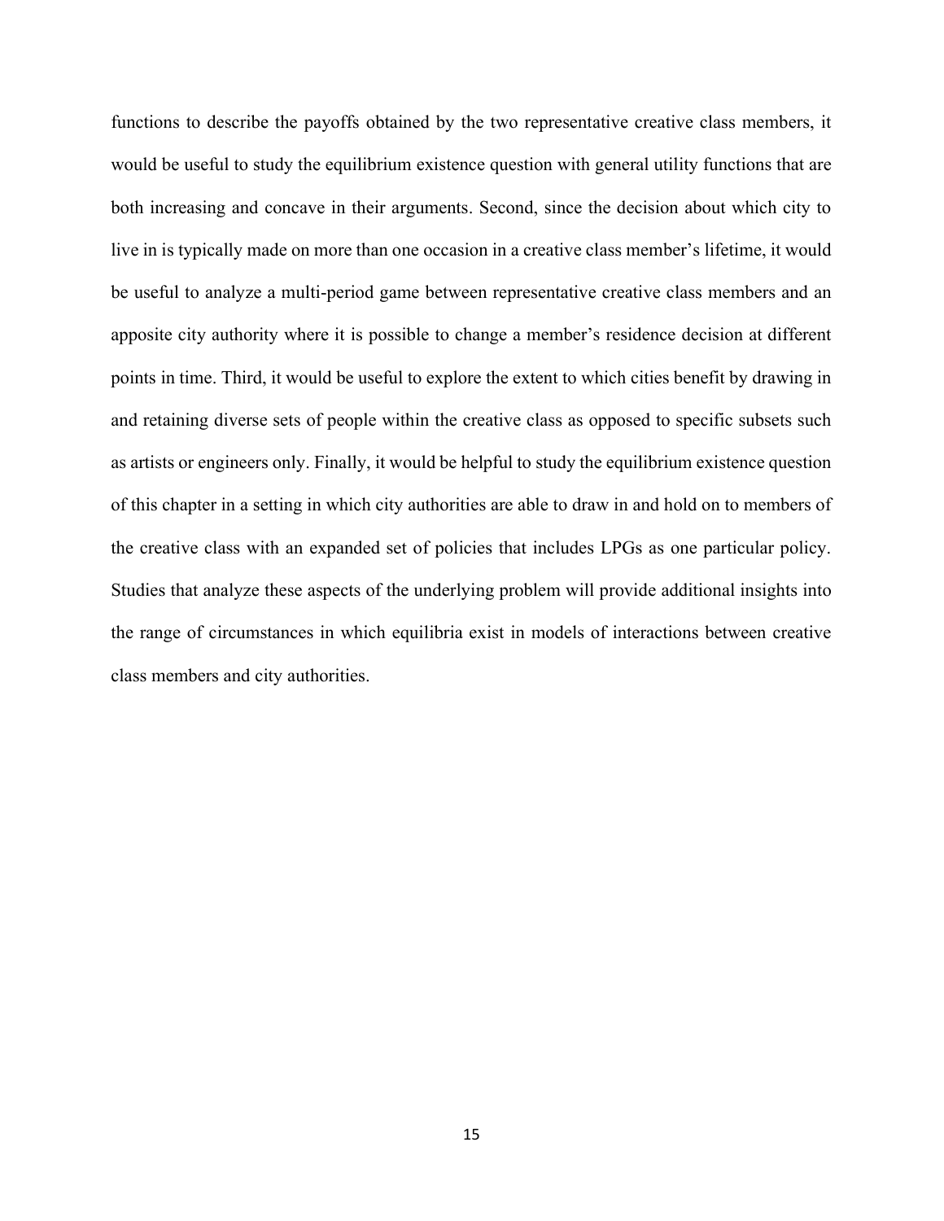functions to describe the payoffs obtained by the two representative creative class members, it would be useful to study the equilibrium existence question with general utility functions that are both increasing and concave in their arguments. Second, since the decision about which city to live in is typically made on more than one occasion in a creative class member's lifetime, it would be useful to analyze a multi-period game between representative creative class members and an apposite city authority where it is possible to change a member's residence decision at different points in time. Third, it would be useful to explore the extent to which cities benefit by drawing in and retaining diverse sets of people within the creative class as opposed to specific subsets such as artists or engineers only. Finally, it would be helpful to study the equilibrium existence question of this chapter in a setting in which city authorities are able to draw in and hold on to members of the creative class with an expanded set of policies that includes LPGs as one particular policy. Studies that analyze these aspects of the underlying problem will provide additional insights into the range of circumstances in which equilibria exist in models of interactions between creative class members and city authorities.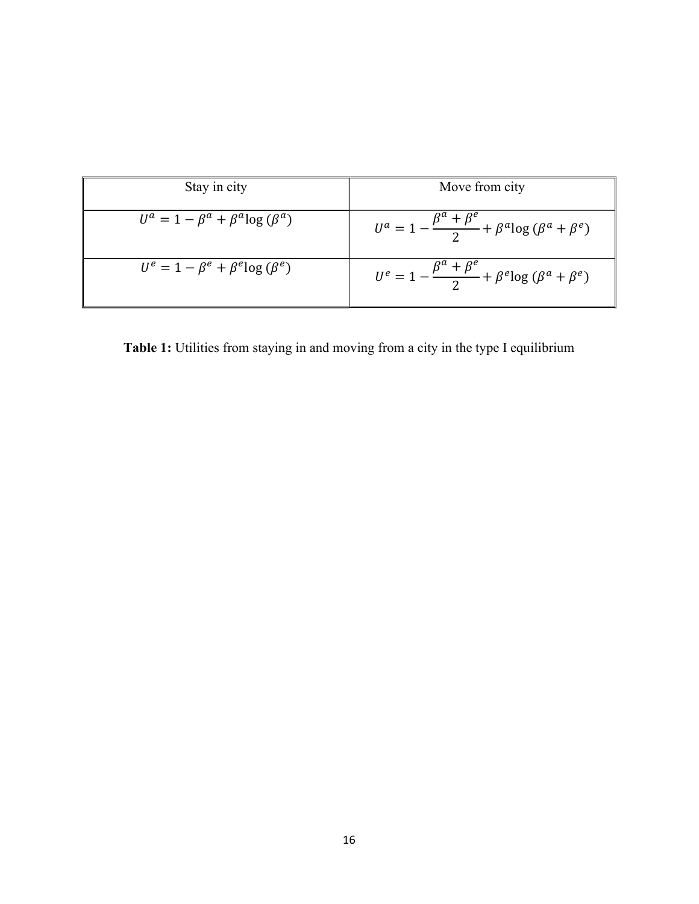| Stay in city | Move from city |
| --- | --- |
| $U^a = 1 - \beta^a + \beta^a \log(\beta^a)$ | $U^a = 1 - \frac{\beta^a + \beta^e}{2} + \beta^a \log(\beta^a + \beta^e)$ |
| $U^e = 1 - \beta^e + \beta^e \log(\beta^e)$ | $U^e = 1 - \frac{\beta^a + \beta^e}{2} + \beta^e \log(\beta^a + \beta^e)$ |

**Table 1:** Utilities from staying in and moving from a city in the type I equilibrium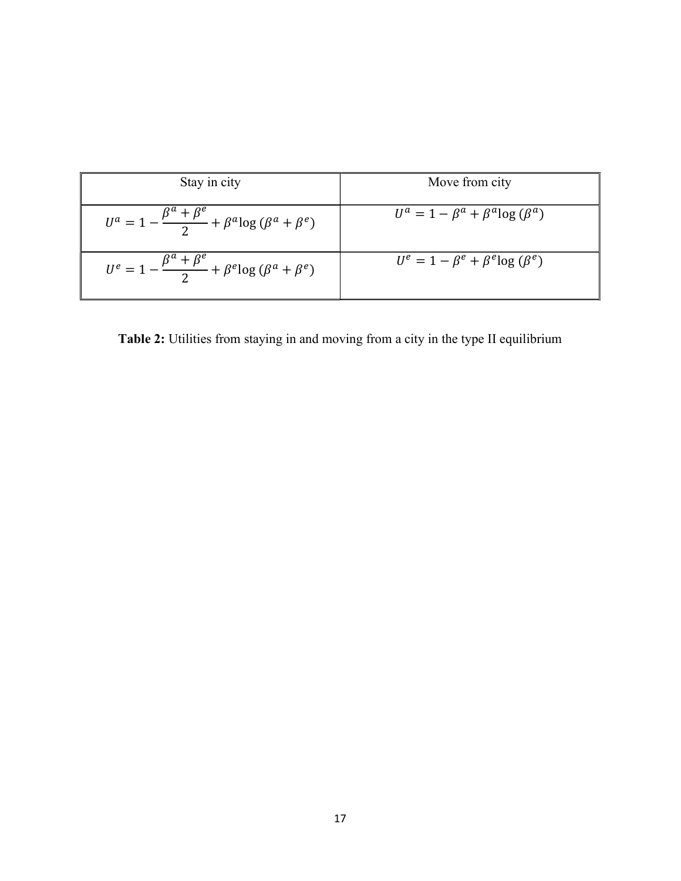| Stay in city | Move from city |
|---|---|
| $U^a = 1 - \frac{\beta^a + \beta^e}{2} + \beta^a \log(\beta^a + \beta^e)$ | $U^a = 1 - \beta^a + \beta^a \log(\beta^a)$ |
| $U^e = 1 - \frac{\beta^a + \beta^e}{2} + \beta^e \log(\beta^a + \beta^e)$ | $U^e = 1 - \beta^e + \beta^e \log(\beta^e)$ |

**Table 2:** Utilities from staying in and moving from a city in the type II equilibrium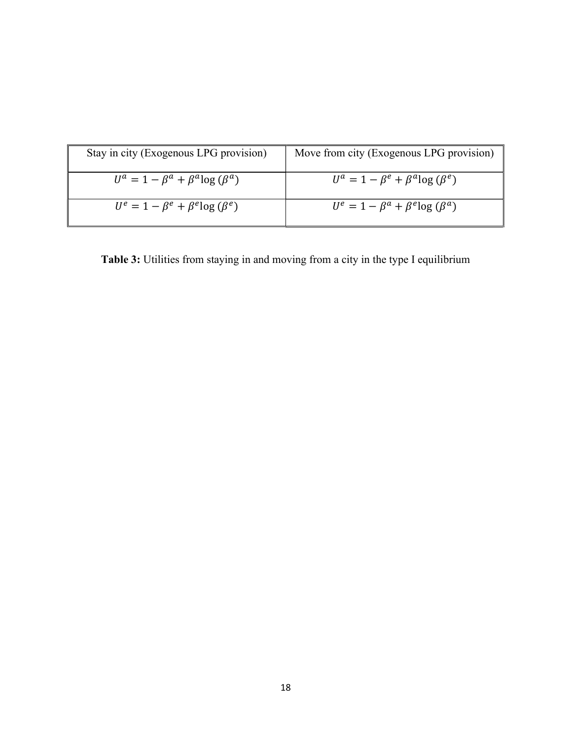| Stay in city (Exogenous LPG provision) | Move from city (Exogenous LPG provision) |
|---|---|
| $U^a = 1 - \beta^a + \beta^a \log(\beta^a)$ | $U^a = 1 - \beta^e + \beta^a \log(\beta^e)$ |
| $U^e = 1 - \beta^e + \beta^e \log(\beta^e)$ | $U^e = 1 - \beta^a + \beta^e \log(\beta^a)$ |

**Table 3:** Utilities from staying in and moving from a city in the type I equilibrium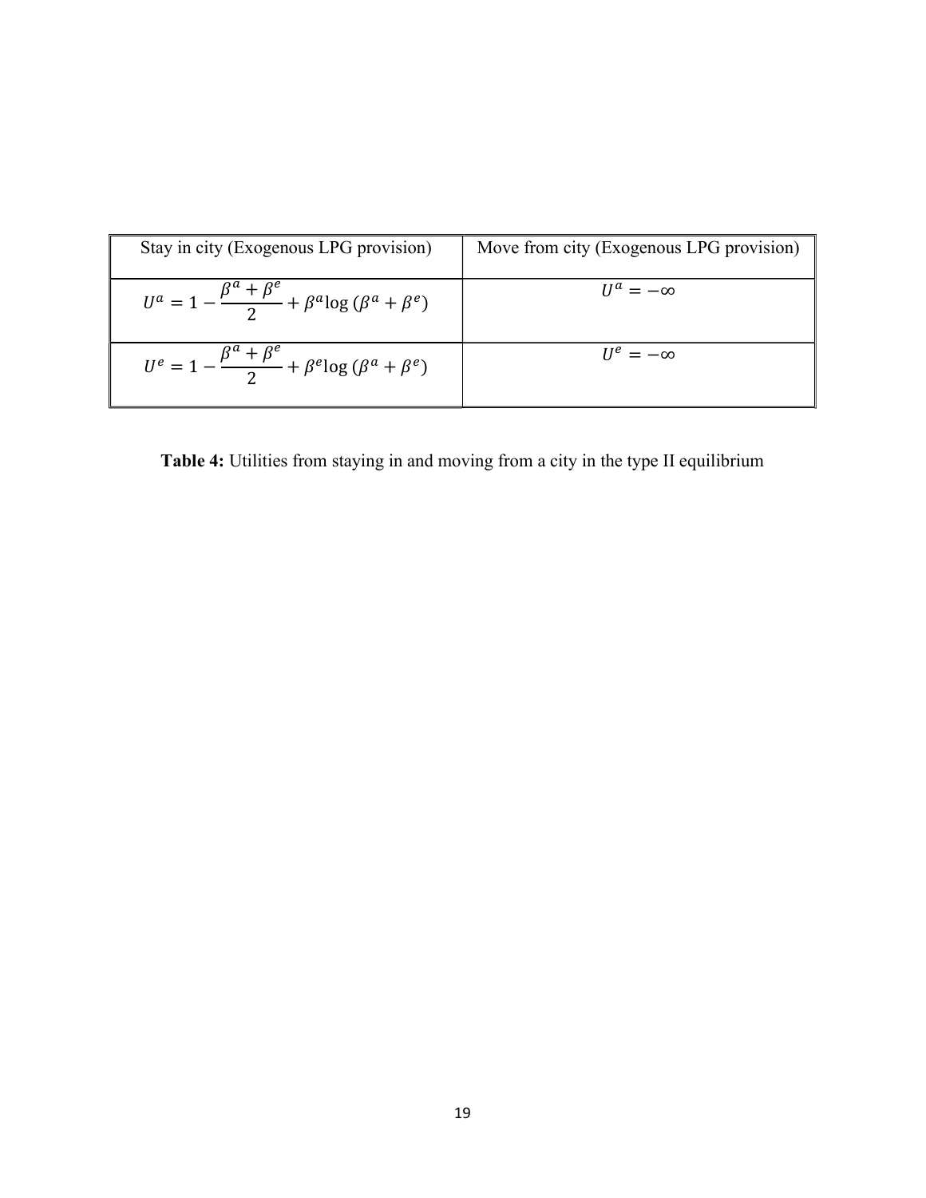| Stay in city (Exogenous LPG provision) | Move from city (Exogenous LPG provision) |
|---|---|
| $U^a = 1 - \frac{\beta^a + \beta^e}{2} + \beta^a \log(\beta^a + \beta^e)$ | $U^a = -\infty$ |
| $U^e = 1 - \frac{\beta^a + \beta^e}{2} + \beta^e \log(\beta^a + \beta^e)$ | $U^e = -\infty$ |

**Table 4:** Utilities from staying in and moving from a city in the type II equilibrium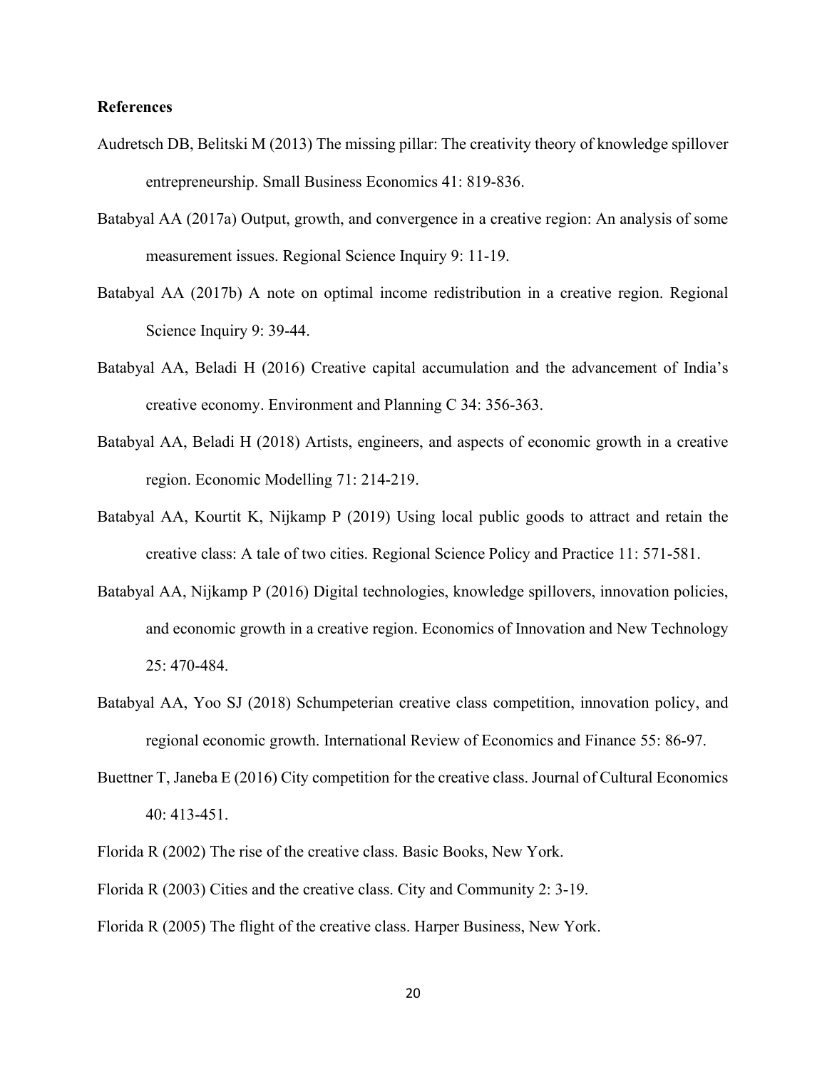**References**

Audretsch DB, Belitski M (2013) The missing pillar: The creativity theory of knowledge spillover entrepreneurship. Small Business Economics 41: 819-836.

Batabyal AA (2017a) Output, growth, and convergence in a creative region: An analysis of some measurement issues. Regional Science Inquiry 9: 11-19.

Batabyal AA (2017b) A note on optimal income redistribution in a creative region. Regional Science Inquiry 9: 39-44.

Batabyal AA, Beladi H (2016) Creative capital accumulation and the advancement of India's creative economy. Environment and Planning C 34: 356-363.

Batabyal AA, Beladi H (2018) Artists, engineers, and aspects of economic growth in a creative region. Economic Modelling 71: 214-219.

Batabyal AA, Kourtit K, Nijkamp P (2019) Using local public goods to attract and retain the creative class: A tale of two cities. Regional Science Policy and Practice 11: 571-581.

Batabyal AA, Nijkamp P (2016) Digital technologies, knowledge spillovers, innovation policies, and economic growth in a creative region. Economics of Innovation and New Technology 25: 470-484.

Batabyal AA, Yoo SJ (2018) Schumpeterian creative class competition, innovation policy, and regional economic growth. International Review of Economics and Finance 55: 86-97.

Buettner T, Janeba E (2016) City competition for the creative class. Journal of Cultural Economics 40: 413-451.

Florida R (2002) The rise of the creative class. Basic Books, New York.

Florida R (2003) Cities and the creative class. City and Community 2: 3-19.

Florida R (2005) The flight of the creative class. Harper Business, New York.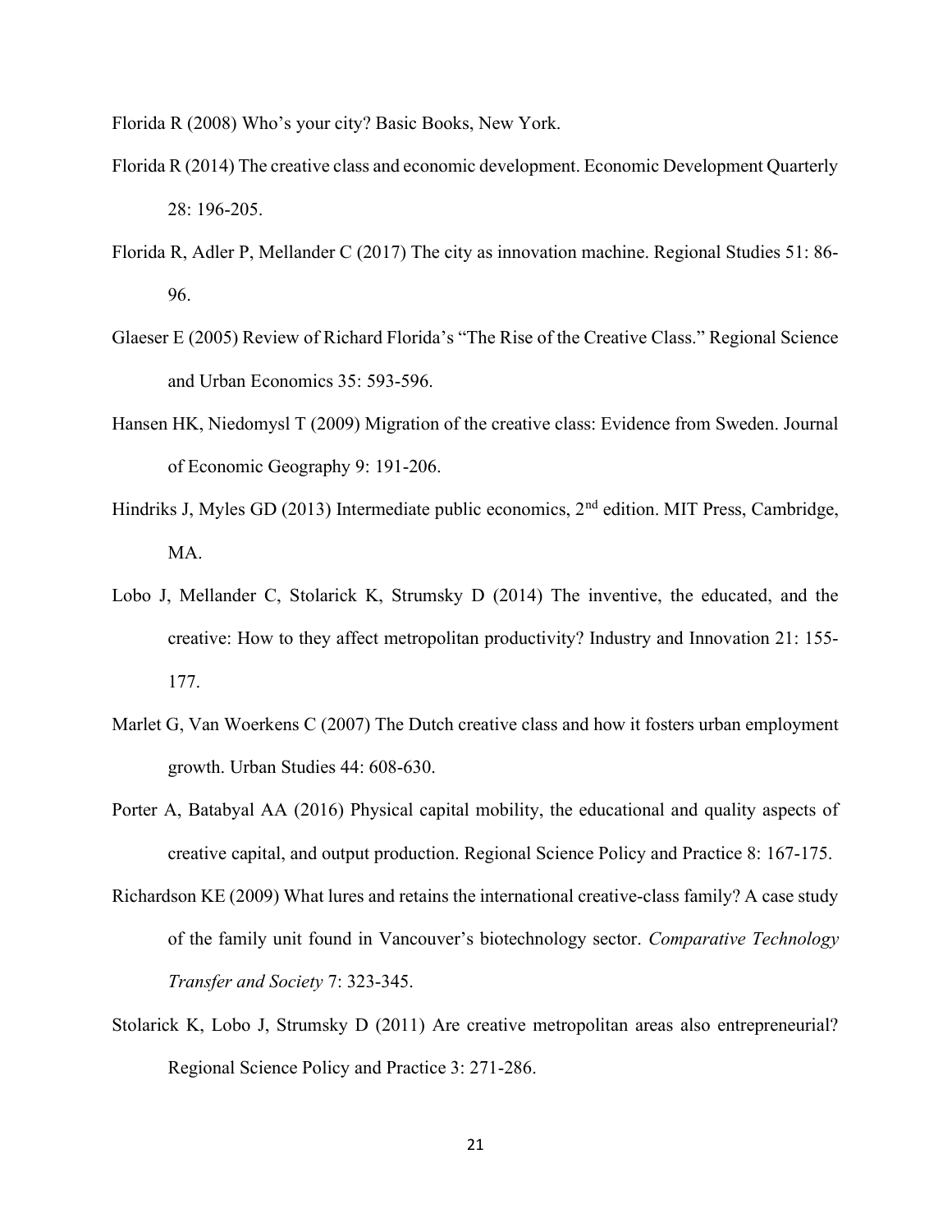Florida R (2008) Who's your city? Basic Books, New York.

Florida R (2014) The creative class and economic development. Economic Development Quarterly 28: 196-205.

Florida R, Adler P, Mellander C (2017) The city as innovation machine. Regional Studies 51: 86-96.

Glaeser E (2005) Review of Richard Florida's "The Rise of the Creative Class." Regional Science and Urban Economics 35: 593-596.

Hansen HK, Niedomysl T (2009) Migration of the creative class: Evidence from Sweden. Journal of Economic Geography 9: 191-206.

Hindriks J, Myles GD (2013) Intermediate public economics, 2nd edition. MIT Press, Cambridge, MA.

Lobo J, Mellander C, Stolarick K, Strumsky D (2014) The inventive, the educated, and the creative: How to they affect metropolitan productivity? Industry and Innovation 21: 155-177.

Marlet G, Van Woerkens C (2007) The Dutch creative class and how it fosters urban employment growth. Urban Studies 44: 608-630.

Porter A, Batabyal AA (2016) Physical capital mobility, the educational and quality aspects of creative capital, and output production. Regional Science Policy and Practice 8: 167-175.

Richardson KE (2009) What lures and retains the international creative-class family? A case study of the family unit found in Vancouver's biotechnology sector. *Comparative Technology Transfer and Society* 7: 323-345.

Stolarick K, Lobo J, Strumsky D (2011) Are creative metropolitan areas also entrepreneurial? Regional Science Policy and Practice 3: 271-286.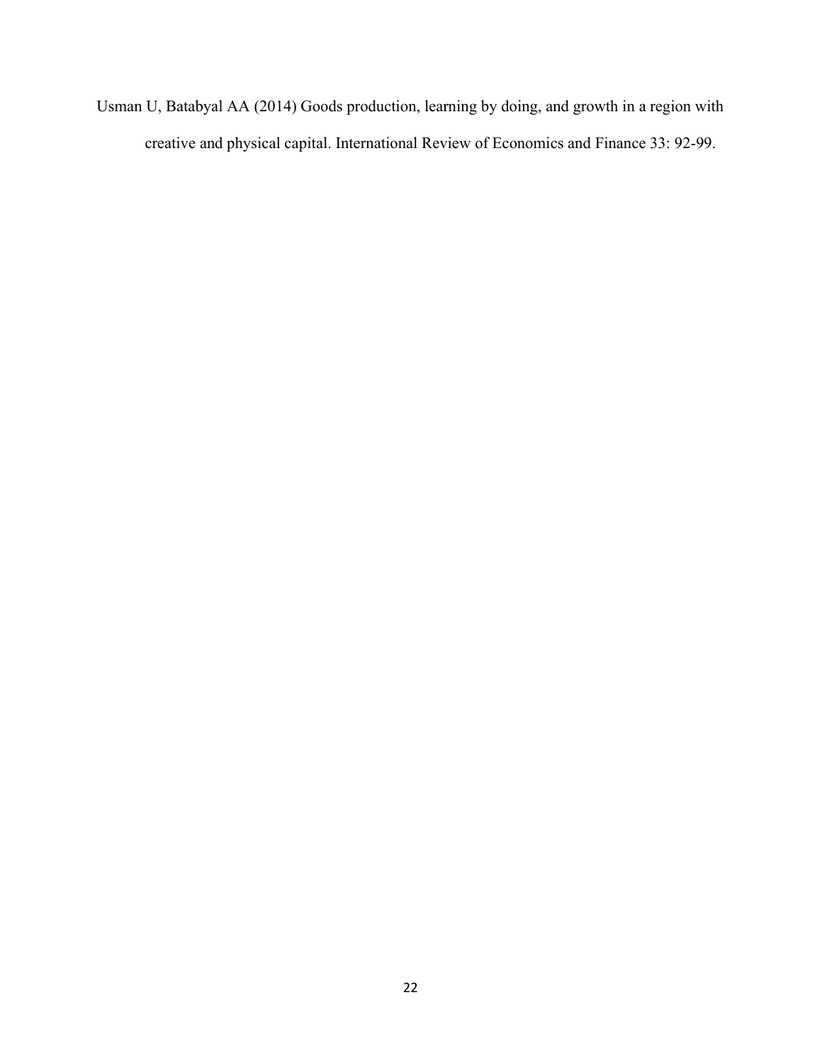Usman U, Batabyal AA (2014) Goods production, learning by doing, and growth in a region with creative and physical capital. International Review of Economics and Finance 33: 92-99.